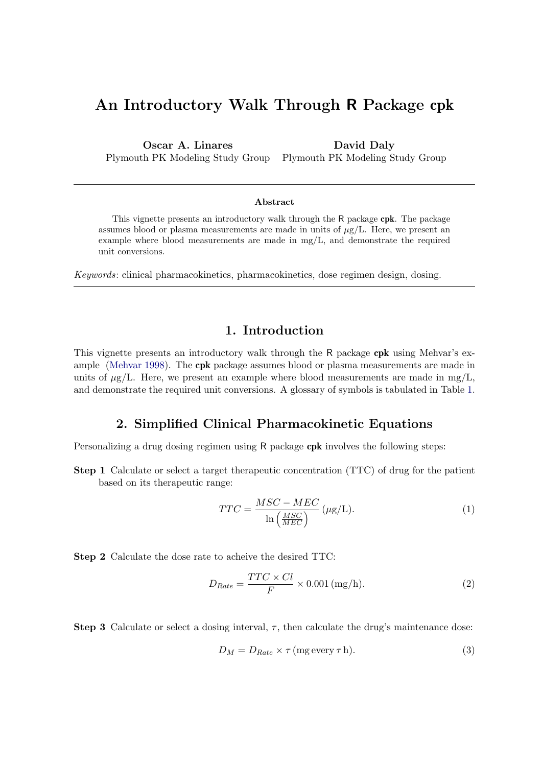# An Introductory Walk Through R Package cpk

**Oscar A. Linares**
Plymouth PK Modeling Study Group

**David Daly**
Plymouth PK Modeling Study Group

---

**Abstract**

This vignette presents an introductory walk through the R package **cpk**. The package assumes blood or plasma measurements are made in units of $\mu$g/L. Here, we present an example where blood measurements are made in mg/L, and demonstrate the required unit conversions.

*Keywords*: clinical pharmacokinetics, pharmacokinetics, dose regimen design, dosing.

---

## 1. Introduction

This vignette presents an introductory walk through the R package **cpk** using Mehvar's example (Mehvar 1998). The **cpk** package assumes blood or plasma measurements are made in units of $\mu$g/L. Here, we present an example where blood measurements are made in mg/L, and demonstrate the required unit conversions. A glossary of symbols is tabulated in Table 1.

## 2. Simplified Clinical Pharmacokinetic Equations

Personalizing a drug dosing regimen using R package **cpk** involves the following steps:

**Step 1** Calculate or select a target therapeutic concentration (TTC) of drug for the patient based on its therapeutic range:

$$TTC = \frac{MSC - MEC}{\ln\left(\frac{MSC}{MEC}\right)} \, (\mu\text{g/L}). \tag{1}$$

**Step 2** Calculate the dose rate to acheive the desired TTC:

$$D_{Rate} = \frac{TTC \times Cl}{F} \times 0.001 \, (\text{mg/h}). \tag{2}$$

**Step 3** Calculate or select a dosing interval, $\tau$, then calculate the drug's maintenance dose:

$$D_M = D_{Rate} \times \tau \, (\text{mg every } \tau \text{ h}). \tag{3}$$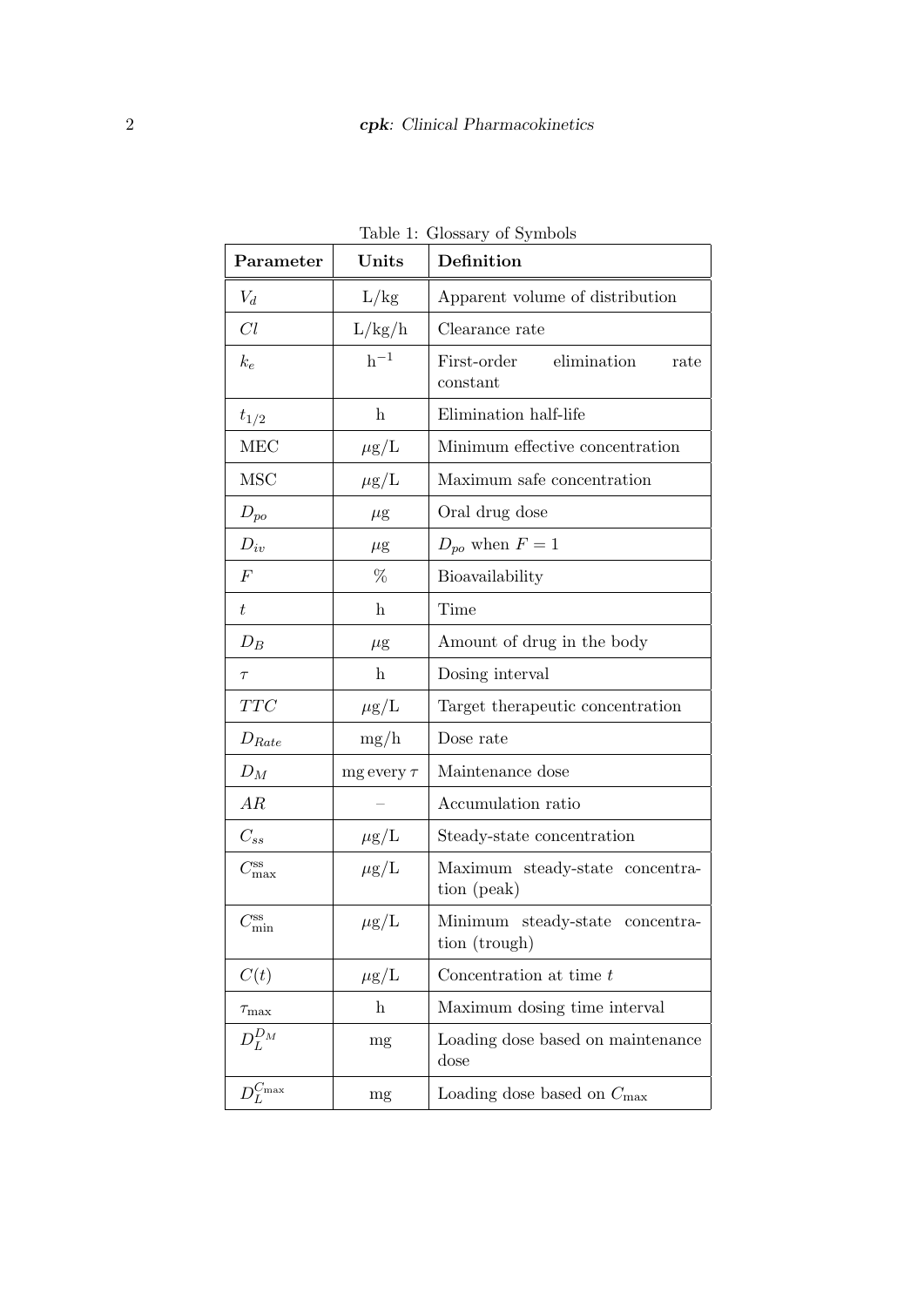Table 1: Glossary of Symbols

| Parameter | Units | Definition |
|---|---|---|
| $V_d$ | L/kg | Apparent volume of distribution |
| $Cl$ | L/kg/h | Clearance rate |
| $k_e$ | $\mathrm{h}^{-1}$ | First-order elimination rate constant |
| $t_{1/2}$ | h | Elimination half-life |
| MEC | $\mu$g/L | Minimum effective concentration |
| MSC | $\mu$g/L | Maximum safe concentration |
| $D_{po}$ | $\mu$g | Oral drug dose |
| $D_{iv}$ | $\mu$g | $D_{po}$ when $F = 1$ |
| $F$ | % | Bioavailability |
| $t$ | h | Time |
| $D_B$ | $\mu$g | Amount of drug in the body |
| $\tau$ | h | Dosing interval |
| $TTC$ | $\mu$g/L | Target therapeutic concentration |
| $D_{Rate}$ | mg/h | Dose rate |
| $D_M$ | mg every $\tau$ | Maintenance dose |
| $AR$ | – | Accumulation ratio |
| $C_{ss}$ | $\mu$g/L | Steady-state concentration |
| $C^{\mathrm{ss}}_{\max}$ | $\mu$g/L | Maximum steady-state concentration (peak) |
| $C^{\mathrm{ss}}_{\min}$ | $\mu$g/L | Minimum steady-state concentration (trough) |
| $C(t)$ | $\mu$g/L | Concentration at time $t$ |
| $\tau_{\max}$ | h | Maximum dosing time interval |
| $D_L^{D_M}$ | mg | Loading dose based on maintenance dose |
| $D_L^{C_{\max}}$ | mg | Loading dose based on $C_{\max}$ |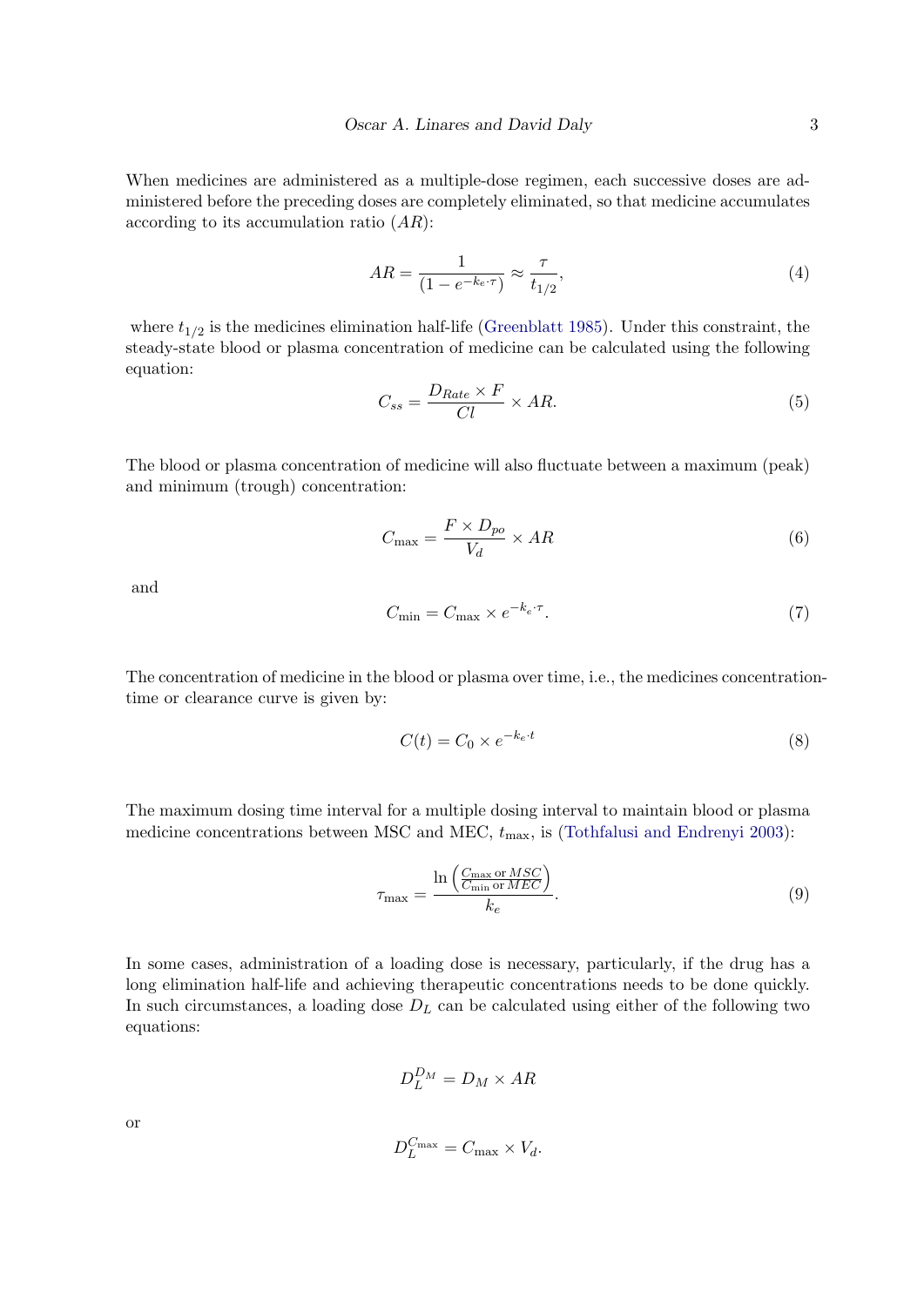When medicines are administered as a multiple-dose regimen, each successive doses are administered before the preceding doses are completely eliminated, so that medicine accumulates according to its accumulation ratio ($AR$):

$$AR = \frac{1}{(1 - e^{-k_e \cdot \tau})} \approx \frac{\tau}{t_{1/2}}, \tag{4}$$

where $t_{1/2}$ is the medicines elimination half-life (Greenblatt 1985). Under this constraint, the steady-state blood or plasma concentration of medicine can be calculated using the following equation:

$$C_{ss} = \frac{D_{Rate} \times F}{Cl} \times AR. \tag{5}$$

The blood or plasma concentration of medicine will also fluctuate between a maximum (peak) and minimum (trough) concentration:

$$C_{\max} = \frac{F \times D_{po}}{V_d} \times AR \tag{6}$$

and

$$C_{\min} = C_{\max} \times e^{-k_e \cdot \tau}. \tag{7}$$

The concentration of medicine in the blood or plasma over time, i.e., the medicines concentration-time or clearance curve is given by:

$$C(t) = C_0 \times e^{-k_e \cdot t} \tag{8}$$

The maximum dosing time interval for a multiple dosing interval to maintain blood or plasma medicine concentrations between MSC and MEC, $t_{\max}$, is (Tothfalusi and Endrenyi 2003):

$$\tau_{\max} = \frac{\ln\left(\frac{C_{\max} \text{ or } MSC}{C_{\min} \text{ or } MEC}\right)}{k_e}. \tag{9}$$

In some cases, administration of a loading dose is necessary, particularly, if the drug has a long elimination half-life and achieving therapeutic concentrations needs to be done quickly. In such circumstances, a loading dose $D_L$ can be calculated using either of the following two equations:

$$D_L^{D_M} = D_M \times AR$$

or

$$D_L^{C_{\max}} = C_{\max} \times V_d.$$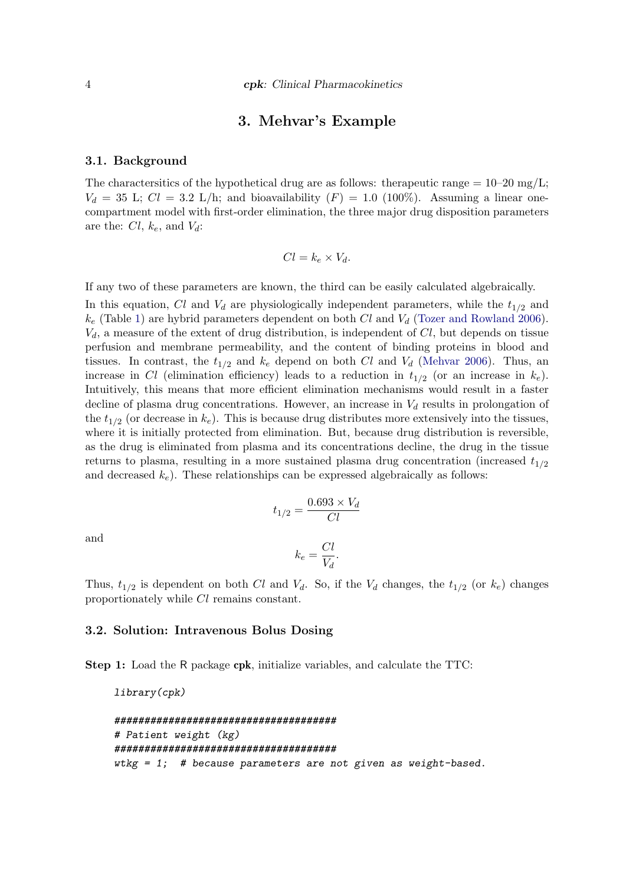## 3. Mehvar's Example

### 3.1. Background

The charactersitics of the hypothetical drug are as follows: therapeutic range = 10–20 mg/L; $V_d$ = 35 L; $Cl$ = 3.2 L/h; and bioavailability ($F$) = 1.0 (100%). Assuming a linear one-compartment model with first-order elimination, the three major drug disposition parameters are the: $Cl$, $k_e$, and $V_d$:

$$Cl = k_e \times V_d.$$

If any two of these parameters are known, the third can be easily calculated algebraically.

In this equation, $Cl$ and $V_d$ are physiologically independent parameters, while the $t_{1/2}$ and $k_e$ (Table 1) are hybrid parameters dependent on both $Cl$ and $V_d$ (Tozer and Rowland 2006). $V_d$, a measure of the extent of drug distribution, is independent of $Cl$, but depends on tissue perfusion and membrane permeability, and the content of binding proteins in blood and tissues. In contrast, the $t_{1/2}$ and $k_e$ depend on both $Cl$ and $V_d$ (Mehvar 2006). Thus, an increase in $Cl$ (elimination efficiency) leads to a reduction in $t_{1/2}$ (or an increase in $k_e$). Intuitively, this means that more efficient elimination mechanisms would result in a faster decline of plasma drug concentrations. However, an increase in $V_d$ results in prolongation of the $t_{1/2}$ (or decrease in $k_e$). This is because drug distributes more extensively into the tissues, where it is initially protected from elimination. But, because drug distribution is reversible, as the drug is eliminated from plasma and its concentrations decline, the drug in the tissue returns to plasma, resulting in a more sustained plasma drug concentration (increased $t_{1/2}$ and decreased $k_e$). These relationships can be expressed algebraically as follows:

$$t_{1/2} = \frac{0.693 \times V_d}{Cl}$$

and

$$k_e = \frac{Cl}{V_d}.$$

Thus, $t_{1/2}$ is dependent on both $Cl$ and $V_d$. So, if the $V_d$ changes, the $t_{1/2}$ (or $k_e$) changes proportionately while $Cl$ remains constant.

### 3.2. Solution: Intravenous Bolus Dosing

**Step 1:** Load the R package **cpk**, initialize variables, and calculate the TTC:

```
library(cpk)

#####################################
# Patient weight (kg)
#####################################
wtkg = 1;  # because parameters are not given as weight-based.
```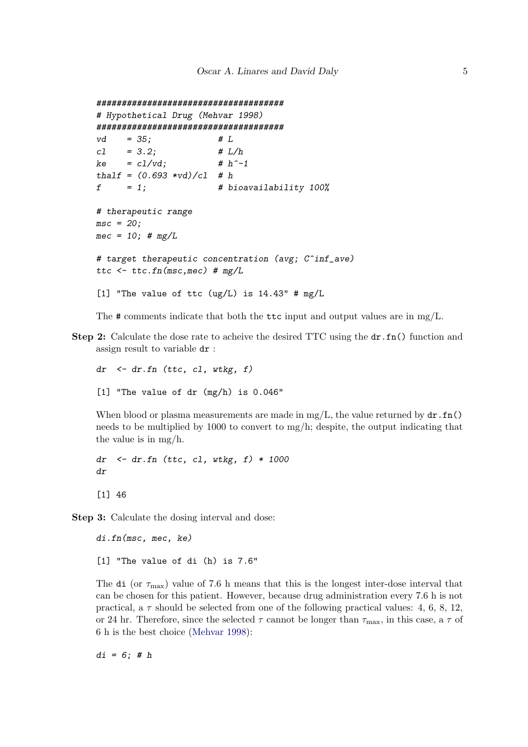```
#####################################
# Hypothetical Drug (Mehvar 1998)
#####################################
vd    = 35;             # L
cl    = 3.2;            # L/h
ke    = cl/vd;          # h^-1
thalf = (0.693 *vd)/cl  # h
f     = 1;              # bioavailability 100%

# therapeutic range
msc = 20;
mec = 10; # mg/L

# target therapeutic concentration (avg; C^inf_ave)
ttc <- ttc.fn(msc,mec) # mg/L

[1] "The value of ttc (ug/L) is 14.43" # mg/L
```

The # comments indicate that both the ttc input and output values are in mg/L.

**Step 2:** Calculate the dose rate to acheive the desired TTC using the dr.fn() function and assign result to variable dr :

```
dr  <- dr.fn (ttc, cl, wtkg, f)

[1] "The value of dr (mg/h) is 0.046"
```

When blood or plasma measurements are made in mg/L, the value returned by dr.fn() needs to be multiplied by 1000 to convert to mg/h; despite, the output indicating that the value is in mg/h.

```
dr  <- dr.fn (ttc, cl, wtkg, f) * 1000
dr

[1] 46
```

**Step 3:** Calculate the dosing interval and dose:

```
di.fn(msc, mec, ke)

[1] "The value of di (h) is 7.6"
```

The di (or $\tau_{\max}$) value of 7.6 h means that this is the longest inter-dose interval that can be chosen for this patient. However, because drug administration every 7.6 h is not practical, a $\tau$ should be selected from one of the following practical values: 4, 6, 8, 12, or 24 hr. Therefore, since the selected $\tau$ cannot be longer than $\tau_{\max}$, in this case, a $\tau$ of 6 h is the best choice (Mehvar 1998):

```
di = 6; # h
```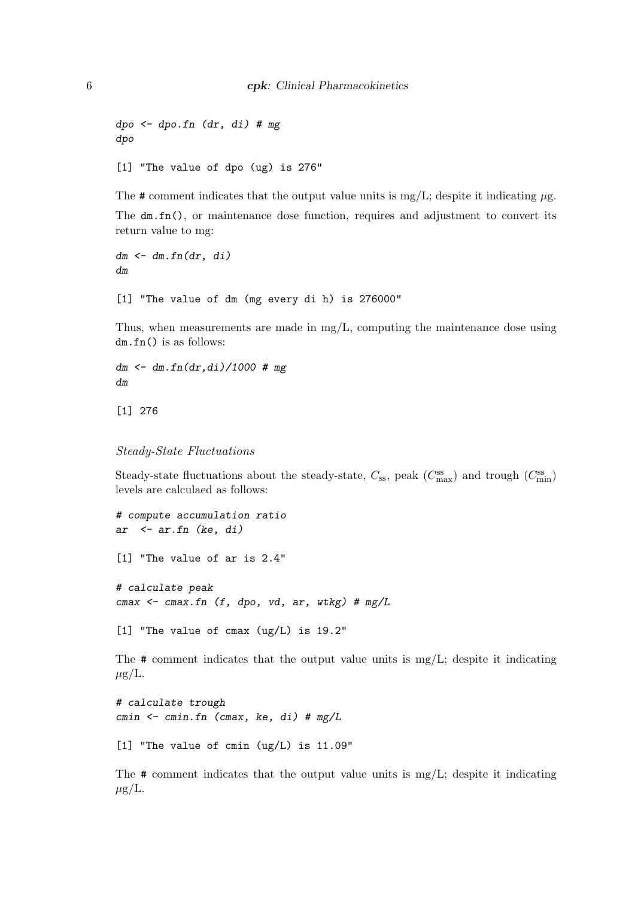```
dpo <- dpo.fn (dr, di) # mg
dpo
```

```
[1] "The value of dpo (ug) is 276"
```

The # comment indicates that the output value units is mg/L; despite it indicating $\mu$g.

The `dm.fn()`, or maintenance dose function, requires and adjustment to convert its return value to mg:

```
dm <- dm.fn(dr, di)
dm
```

```
[1] "The value of dm (mg every di h) is 276000"
```

Thus, when measurements are made in mg/L, computing the maintenance dose using `dm.fn()` is as follows:

```
dm <- dm.fn(dr,di)/1000 # mg
dm
```

```
[1] 276
```

*Steady-State Fluctuations*

Steady-state fluctuations about the steady-state, $C_{\text{ss}}$, peak ($C^{\text{ss}}_{\text{max}}$) and trough ($C^{\text{ss}}_{\text{min}}$) levels are calculaed as follows:

```
# compute accumulation ratio
ar  <- ar.fn (ke, di)
```

```
[1] "The value of ar is 2.4"
```

```
# calculate peak
cmax <- cmax.fn (f, dpo, vd, ar, wtkg) # mg/L
```

```
[1] "The value of cmax (ug/L) is 19.2"
```

The # comment indicates that the output value units is mg/L; despite it indicating $\mu$g/L.

```
# calculate trough
cmin <- cmin.fn (cmax, ke, di) # mg/L
```

```
[1] "The value of cmin (ug/L) is 11.09"
```

The # comment indicates that the output value units is mg/L; despite it indicating $\mu$g/L.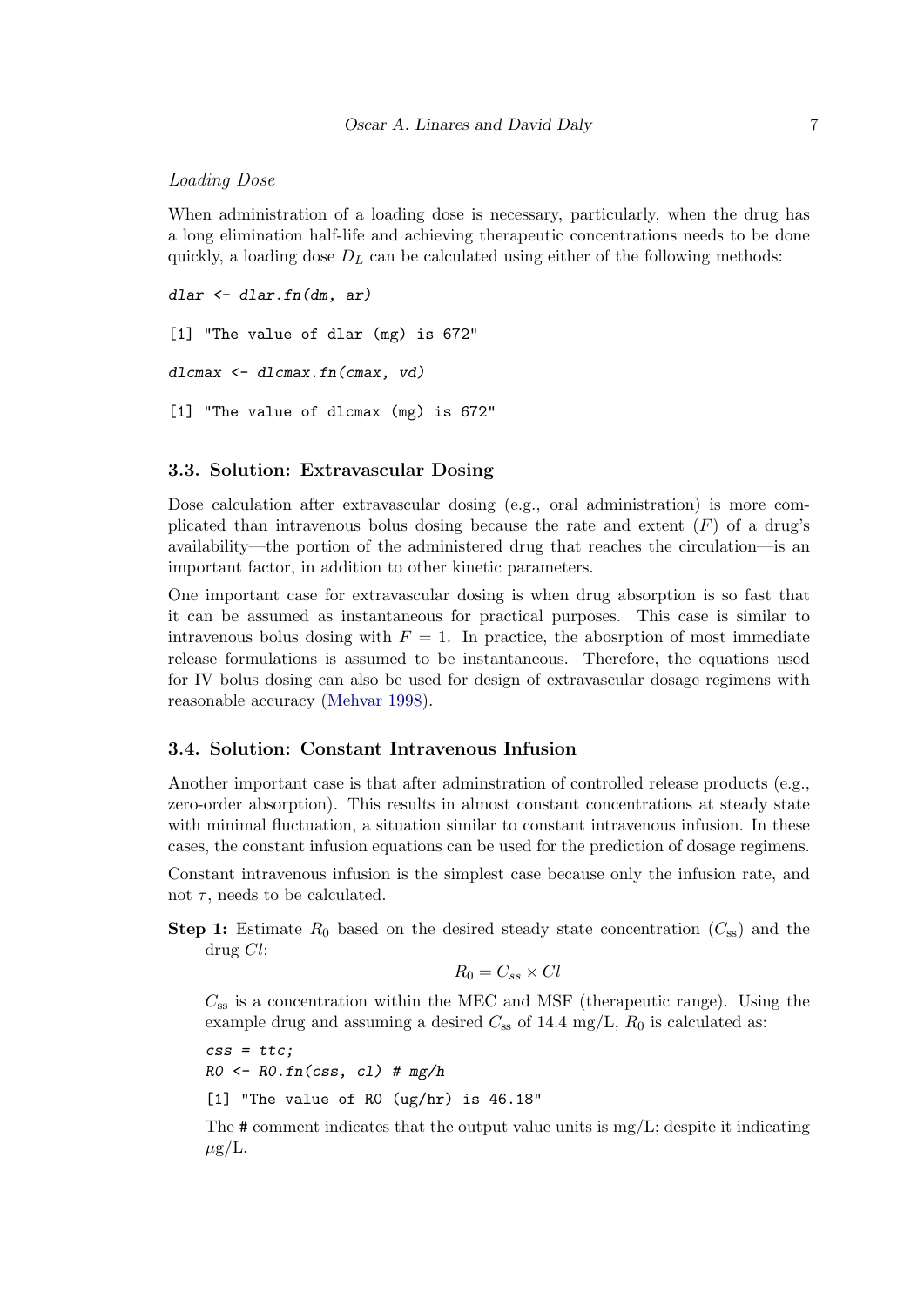*Loading Dose*

When administration of a loading dose is necessary, particularly, when the drug has a long elimination half-life and achieving therapeutic concentrations needs to be done quickly, a loading dose $D_L$ can be calculated using either of the following methods:

```
dlar <- dlar.fn(dm, ar)

[1] "The value of dlar (mg) is 672"

dlcmax <- dlcmax.fn(cmax, vd)

[1] "The value of dlcmax (mg) is 672"
```

### 3.3. Solution: Extravascular Dosing

Dose calculation after extravascular dosing (e.g., oral administration) is more complicated than intravenous bolus dosing because the rate and extent ($F$) of a drug's availability—the portion of the administered drug that reaches the circulation—is an important factor, in addition to other kinetic parameters.

One important case for extravascular dosing is when drug absorption is so fast that it can be assumed as instantaneous for practical purposes. This case is similar to intravenous bolus dosing with $F = 1$. In practice, the abosrption of most immediate release formulations is assumed to be instantaneous. Therefore, the equations used for IV bolus dosing can also be used for design of extravascular dosage regimens with reasonable accuracy (Mehvar 1998).

### 3.4. Solution: Constant Intravenous Infusion

Another important case is that after adminstration of controlled release products (e.g., zero-order absorption). This results in almost constant concentrations at steady state with minimal fluctuation, a situation similar to constant intravenous infusion. In these cases, the constant infusion equations can be used for the prediction of dosage regimens.

Constant intravenous infusion is the simplest case because only the infusion rate, and not $\tau$, needs to be calculated.

**Step 1:** Estimate $R_0$ based on the desired steady state concentration ($C_{\text{ss}}$) and the drug $Cl$:

$$R_0 = C_{ss} \times Cl$$

$C_{\text{ss}}$ is a concentration within the MEC and MSF (therapeutic range). Using the example drug and assuming a desired $C_{\text{ss}}$ of 14.4 mg/L, $R_0$ is calculated as:

```
css = ttc;
R0 <- R0.fn(css, cl) # mg/h
[1] "The value of R0 (ug/hr) is 46.18"
```

The # comment indicates that the output value units is mg/L; despite it indicating $\mu$g/L.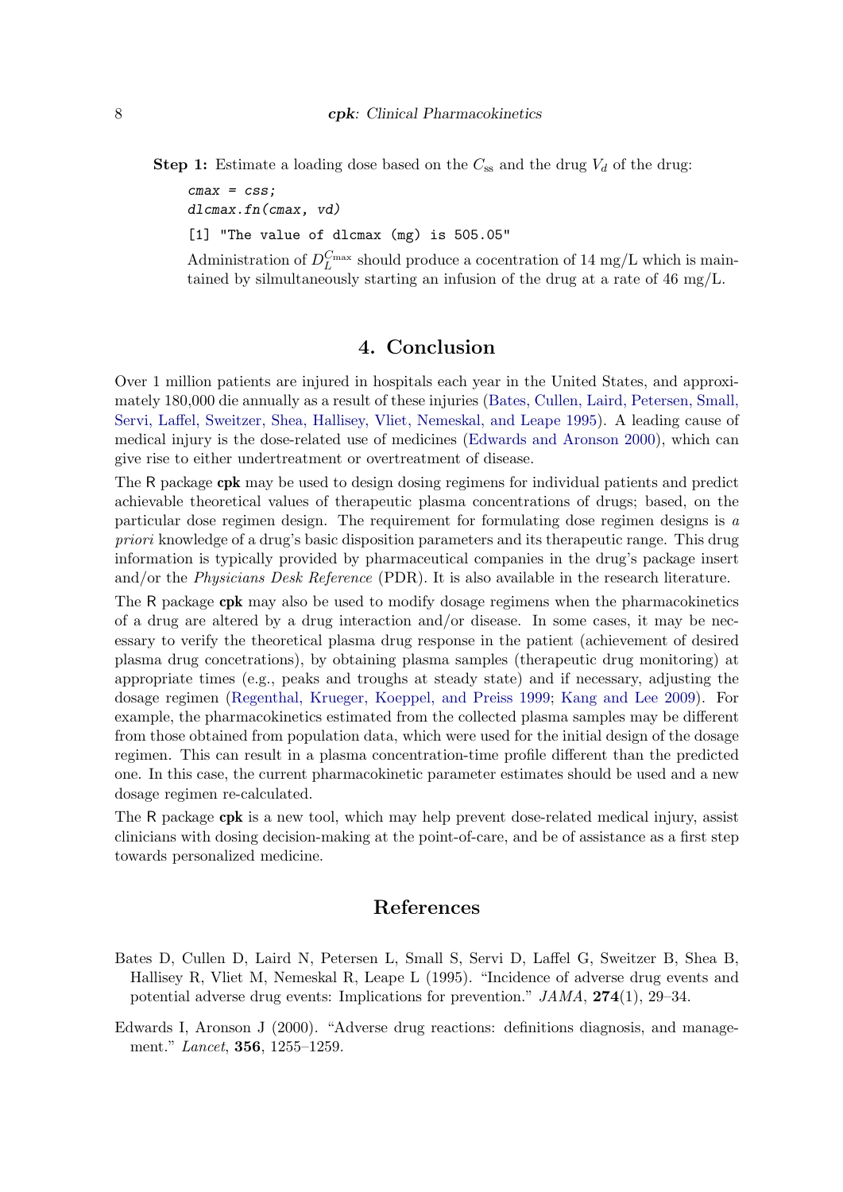**Step 1:** Estimate a loading dose based on the $C_{ss}$ and the drug $V_d$ of the drug:

```
cmax = css;
dlcmax.fn(cmax, vd)
```

```
[1] "The value of dlcmax (mg) is 505.05"
```

Administration of $D_L^{C_{max}}$ should produce a cocentration of 14 mg/L which is maintained by silmultaneously starting an infusion of the drug at a rate of 46 mg/L.

# 4. Conclusion

Over 1 million patients are injured in hospitals each year in the United States, and approximately 180,000 die annually as a result of these injuries (Bates, Cullen, Laird, Petersen, Small, Servi, Laffel, Sweitzer, Shea, Hallisey, Vliet, Nemeskal, and Leape 1995). A leading cause of medical injury is the dose-related use of medicines (Edwards and Aronson 2000), which can give rise to either undertreatment or overtreatment of disease.

The R package **cpk** may be used to design dosing regimens for individual patients and predict achievable theoretical values of therapeutic plasma concentrations of drugs; based, on the particular dose regimen design. The requirement for formulating dose regimen designs is *a priori* knowledge of a drug's basic disposition parameters and its therapeutic range. This drug information is typically provided by pharmaceutical companies in the drug's package insert and/or the *Physicians Desk Reference* (PDR). It is also available in the research literature.

The R package **cpk** may also be used to modify dosage regimens when the pharmacokinetics of a drug are altered by a drug interaction and/or disease. In some cases, it may be necessary to verify the theoretical plasma drug response in the patient (achievement of desired plasma drug concetrations), by obtaining plasma samples (therapeutic drug monitoring) at appropriate times (e.g., peaks and troughs at steady state) and if necessary, adjusting the dosage regimen (Regenthal, Krueger, Koeppel, and Preiss 1999; Kang and Lee 2009). For example, the pharmacokinetics estimated from the collected plasma samples may be different from those obtained from population data, which were used for the initial design of the dosage regimen. This can result in a plasma concentration-time profile different than the predicted one. In this case, the current pharmacokinetic parameter estimates should be used and a new dosage regimen re-calculated.

The R package **cpk** is a new tool, which may help prevent dose-related medical injury, assist clinicians with dosing decision-making at the point-of-care, and be of assistance as a first step towards personalized medicine.

# References

Bates D, Cullen D, Laird N, Petersen L, Small S, Servi D, Laffel G, Sweitzer B, Shea B, Hallisey R, Vliet M, Nemeskal R, Leape L (1995). "Incidence of adverse drug events and potential adverse drug events: Implications for prevention." *JAMA*, **274**(1), 29–34.

Edwards I, Aronson J (2000). "Adverse drug reactions: definitions diagnosis, and management." *Lancet*, **356**, 1255–1259.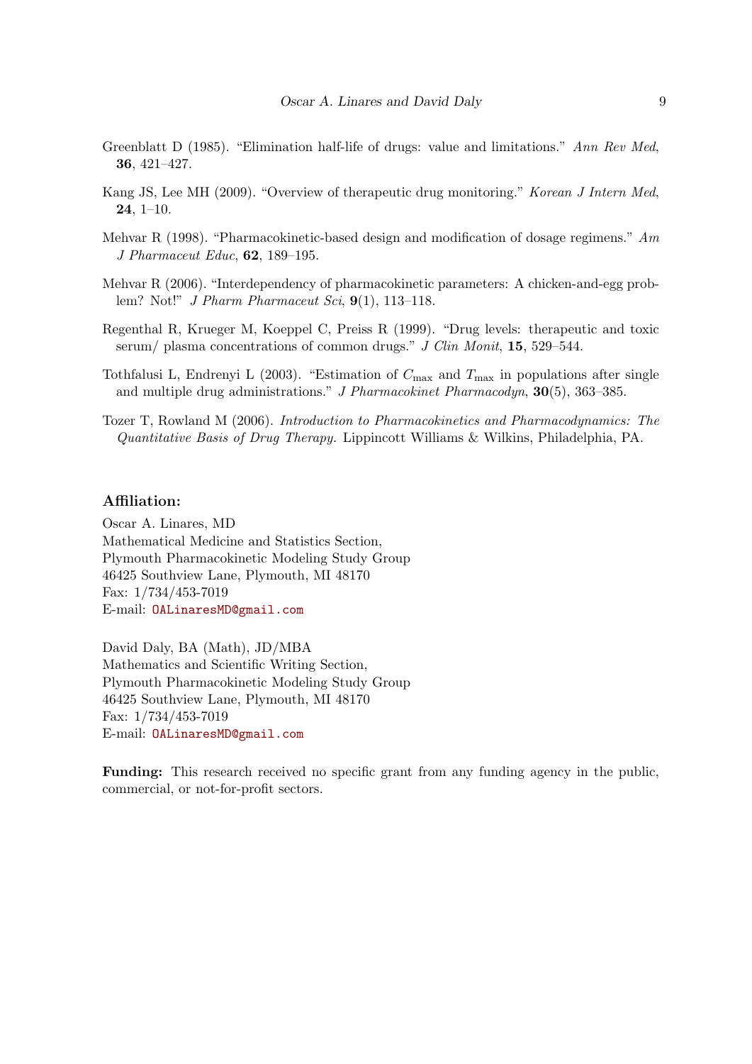Greenblatt D (1985). "Elimination half-life of drugs: value and limitations." *Ann Rev Med*, **36**, 421–427.

Kang JS, Lee MH (2009). "Overview of therapeutic drug monitoring." *Korean J Intern Med*, **24**, 1–10.

Mehvar R (1998). "Pharmacokinetic-based design and modification of dosage regimens." *Am J Pharmaceut Educ*, **62**, 189–195.

Mehvar R (2006). "Interdependency of pharmacokinetic parameters: A chicken-and-egg problem? Not!" *J Pharm Pharmaceut Sci*, **9**(1), 113–118.

Regenthal R, Krueger M, Koeppel C, Preiss R (1999). "Drug levels: therapeutic and toxic serum/ plasma concentrations of common drugs." *J Clin Monit*, **15**, 529–544.

Tothfalusi L, Endrenyi L (2003). "Estimation of $C_{\max}$ and $T_{\max}$ in populations after single and multiple drug administrations." *J Pharmacokinet Pharmacodyn*, **30**(5), 363–385.

Tozer T, Rowland M (2006). *Introduction to Pharmacokinetics and Pharmacodynamics: The Quantitative Basis of Drug Therapy.* Lippincott Williams & Wilkins, Philadelphia, PA.

**Affiliation:**

Oscar A. Linares, MD
Mathematical Medicine and Statistics Section,
Plymouth Pharmacokinetic Modeling Study Group
46425 Southview Lane, Plymouth, MI 48170
Fax: 1/734/453-7019
E-mail: OALinaresMD@gmail.com

David Daly, BA (Math), JD/MBA
Mathematics and Scientific Writing Section,
Plymouth Pharmacokinetic Modeling Study Group
46425 Southview Lane, Plymouth, MI 48170
Fax: 1/734/453-7019
E-mail: OALinaresMD@gmail.com

**Funding:** This research received no specific grant from any funding agency in the public, commercial, or not-for-profit sectors.